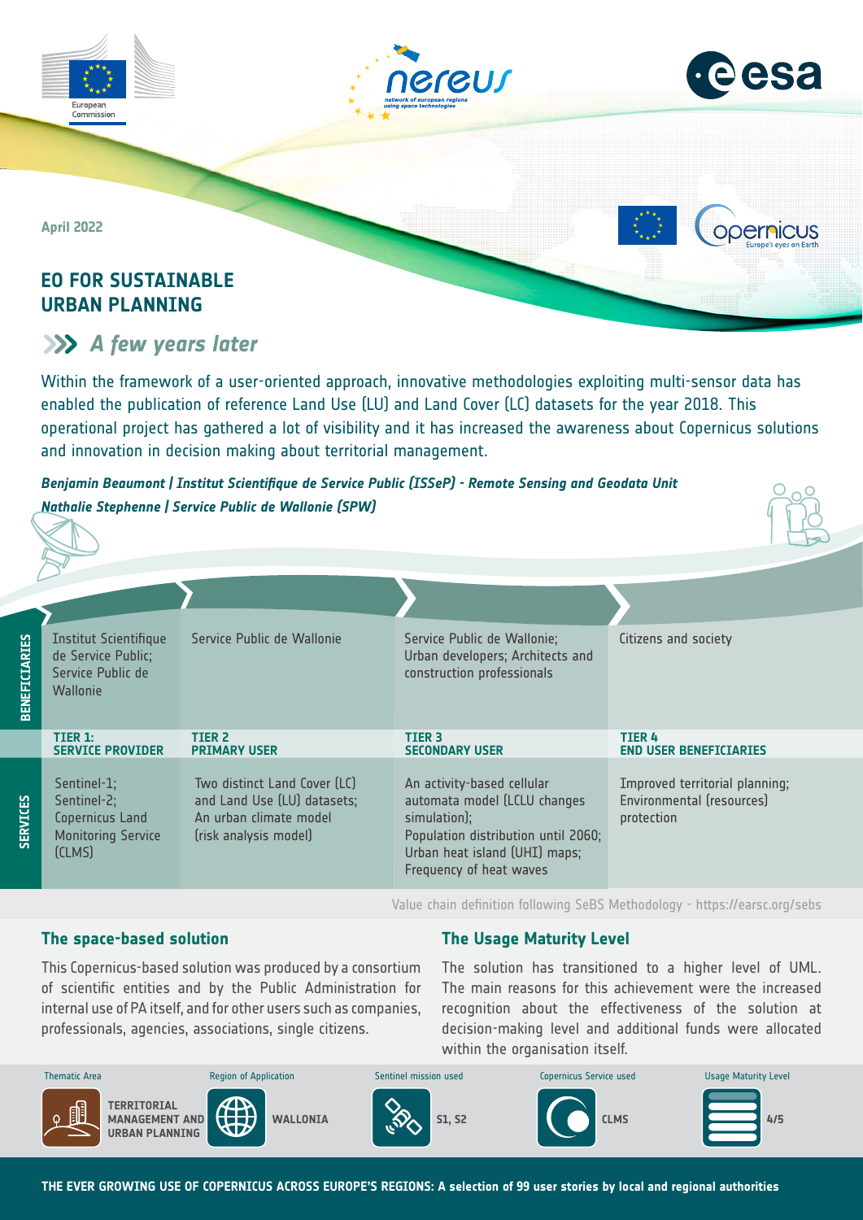April 2022

# EO FOR SUSTAINABLE URBAN PLANNING

## A few years later

Within the framework of a user-oriented approach, innovative methodologies exploiting multi-sensor data has enabled the publication of reference Land Use (LU) and Land Cover (LC) datasets for the year 2018. This operational project has gathered a lot of visibility and it has increased the awareness about Copernicus solutions and innovation in decision making about territorial management.

***Benjamin Beaumont | Institut Scientifique de Service Public (ISSeP) - Remote Sensing and Geodata Unit***
***Nathalie Stephenne | Service Public de Wallonie (SPW)***

| | TIER 1: SERVICE PROVIDER | TIER 2 PRIMARY USER | TIER 3 SECONDARY USER | TIER 4 END USER BENEFICIARIES |
|---|---|---|---|---|
| **BENEFICIARIES** | Institut Scientifique de Service Public; Service Public de Wallonie | Service Public de Wallonie | Service Public de Wallonie; Urban developers; Architects and construction professionals | Citizens and society |
| **SERVICES** | Sentinel-1; Sentinel-2; Copernicus Land Monitoring Service (CLMS) | Two distinct Land Cover (LC) and Land Use (LU) datasets; An urban climate model (risk analysis model) | An activity-based cellular automata model (LCLU changes simulation); Population distribution until 2060; Urban heat island (UHI) maps; Frequency of heat waves | Improved territorial planning; Environmental (resources) protection |

Value chain definition following SeBS Methodology - https://earsc.org/sebs

### The space-based solution

This Copernicus-based solution was produced by a consortium of scientific entities and by the Public Administration for internal use of PA itself, and for other users such as companies, professionals, agencies, associations, single citizens.

### The Usage Maturity Level

The solution has transitioned to a higher level of UML. The main reasons for this achievement were the increased recognition about the effectiveness of the solution at decision-making level and additional funds were allocated within the organisation itself.

| Thematic Area | Region of Application | Sentinel mission used | Copernicus Service used | Usage Maturity Level |
|---|---|---|---|---|
| TERRITORIAL MANAGEMENT AND URBAN PLANNING | WALLONIA | S1, S2 | CLMS | 4/5 |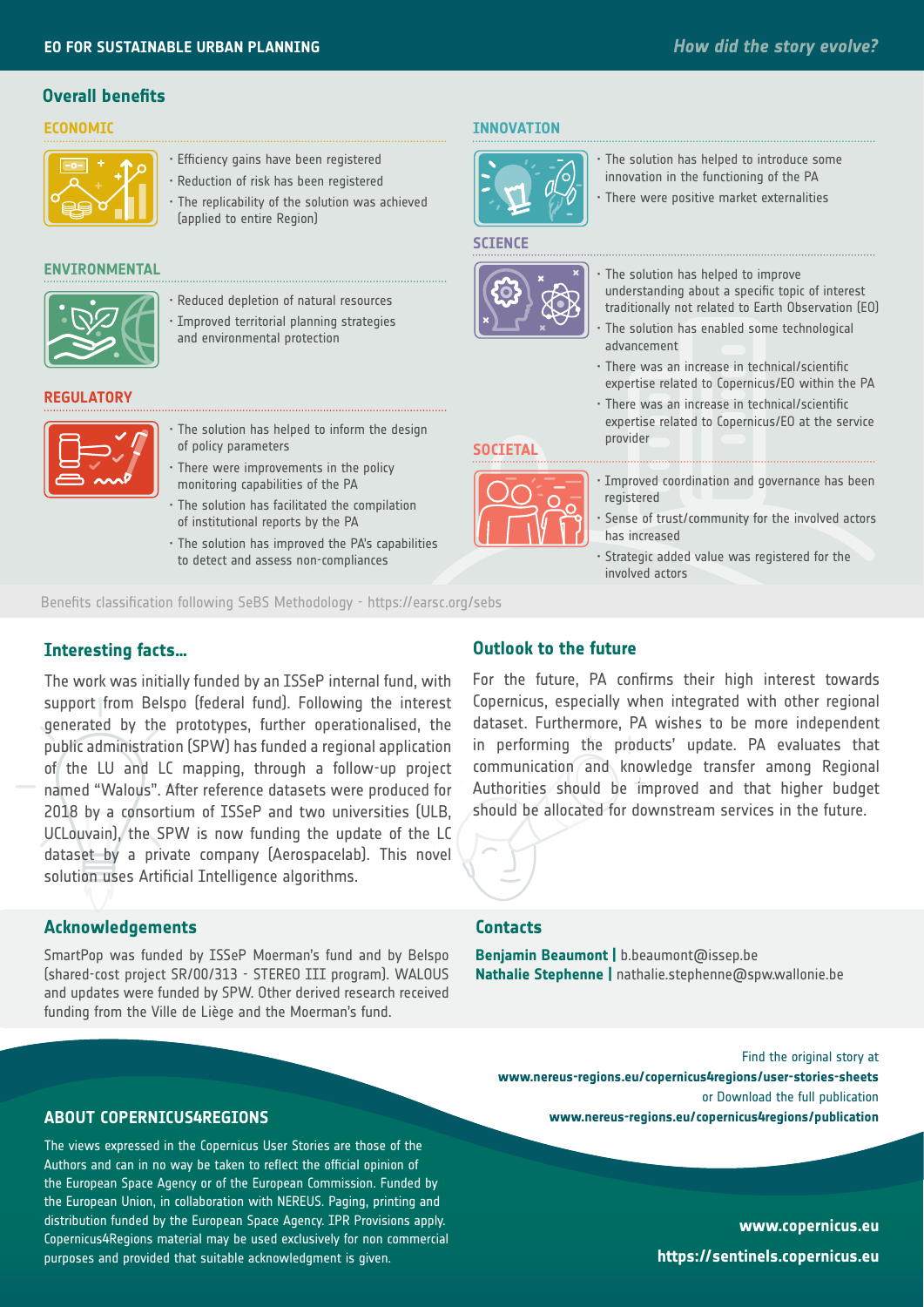## Overall benefits

### ECONOMIC

- Efficiency gains have been registered
- Reduction of risk has been registered
- The replicability of the solution was achieved (applied to entire Region)

### ENVIRONMENTAL

- Reduced depletion of natural resources
- Improved territorial planning strategies and environmental protection

### REGULATORY

- The solution has helped to inform the design of policy parameters
- There were improvements in the policy monitoring capabilities of the PA
- The solution has facilitated the compilation of institutional reports by the PA
- The solution has improved the PA's capabilities to detect and assess non-compliances

### INNOVATION

- The solution has helped to introduce some innovation in the functioning of the PA
- There were positive market externalities

### SCIENCE

- The solution has helped to improve understanding about a specific topic of interest traditionally not related to Earth Observation (EO)
- The solution has enabled some technological advancement
- There was an increase in technical/scientific expertise related to Copernicus/EO within the PA
- There was an increase in technical/scientific expertise related to Copernicus/EO at the service provider

### SOCIETAL

- Improved coordination and governance has been registered
- Sense of trust/community for the involved actors has increased
- Strategic added value was registered for the involved actors

Benefits classification following SeBS Methodology - https://earsc.org/sebs

## Interesting facts...

The work was initially funded by an ISSeP internal fund, with support from Belspo (federal fund). Following the interest generated by the prototypes, further operationalised, the public administration (SPW) has funded a regional application of the LU and LC mapping, through a follow-up project named "Walous". After reference datasets were produced for 2018 by a consortium of ISSeP and two universities (ULB, UCLouvain), the SPW is now funding the update of the LC dataset by a private company (Aerospacelab). This novel solution uses Artificial Intelligence algorithms.

## Outlook to the future

For the future, PA confirms their high interest towards Copernicus, especially when integrated with other regional dataset. Furthermore, PA wishes to be more independent in performing the products' update. PA evaluates that communication and knowledge transfer among Regional Authorities should be improved and that higher budget should be allocated for downstream services in the future.

## Acknowledgements

SmartPop was funded by ISSeP Moerman's fund and by Belspo (shared-cost project SR/00/313 - STEREO III program). WALOUS and updates were funded by SPW. Other derived research received funding from the Ville de Liège and the Moerman's fund.

## Contacts

**Benjamin Beaumont |** b.beaumont@issep.be
**Nathalie Stephenne |** nathalie.stephenne@spw.wallonie.be

Find the original story at
**www.nereus-regions.eu/copernicus4regions/user-stories-sheets**
or Download the full publication
**www.nereus-regions.eu/copernicus4regions/publication**

## ABOUT COPERNICUS4REGIONS

The views expressed in the Copernicus User Stories are those of the Authors and can in no way be taken to reflect the official opinion of the European Space Agency or of the European Commission. Funded by the European Union, in collaboration with NEREUS. Paging, printing and distribution funded by the European Space Agency. IPR Provisions apply. Copernicus4Regions material may be used exclusively for non commercial purposes and provided that suitable acknowledgment is given.

**www.copernicus.eu**
**https://sentinels.copernicus.eu**